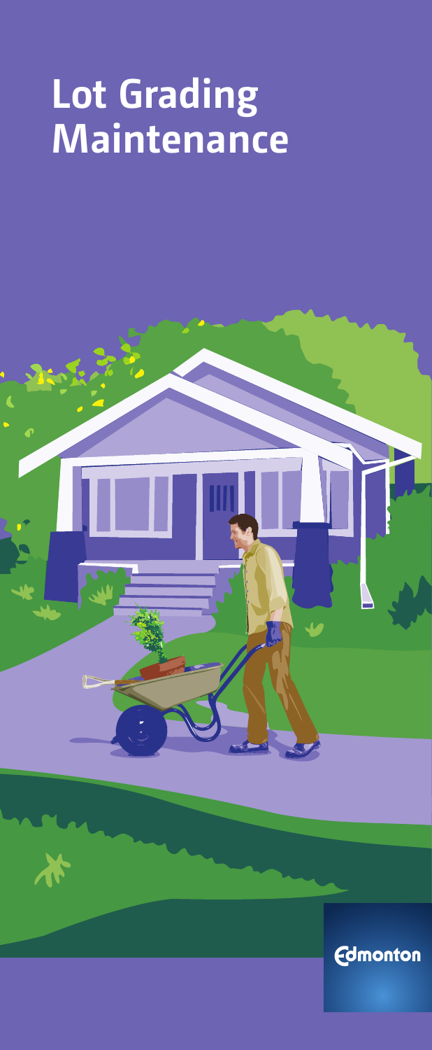# Lot Grading Maintenance

Edmonton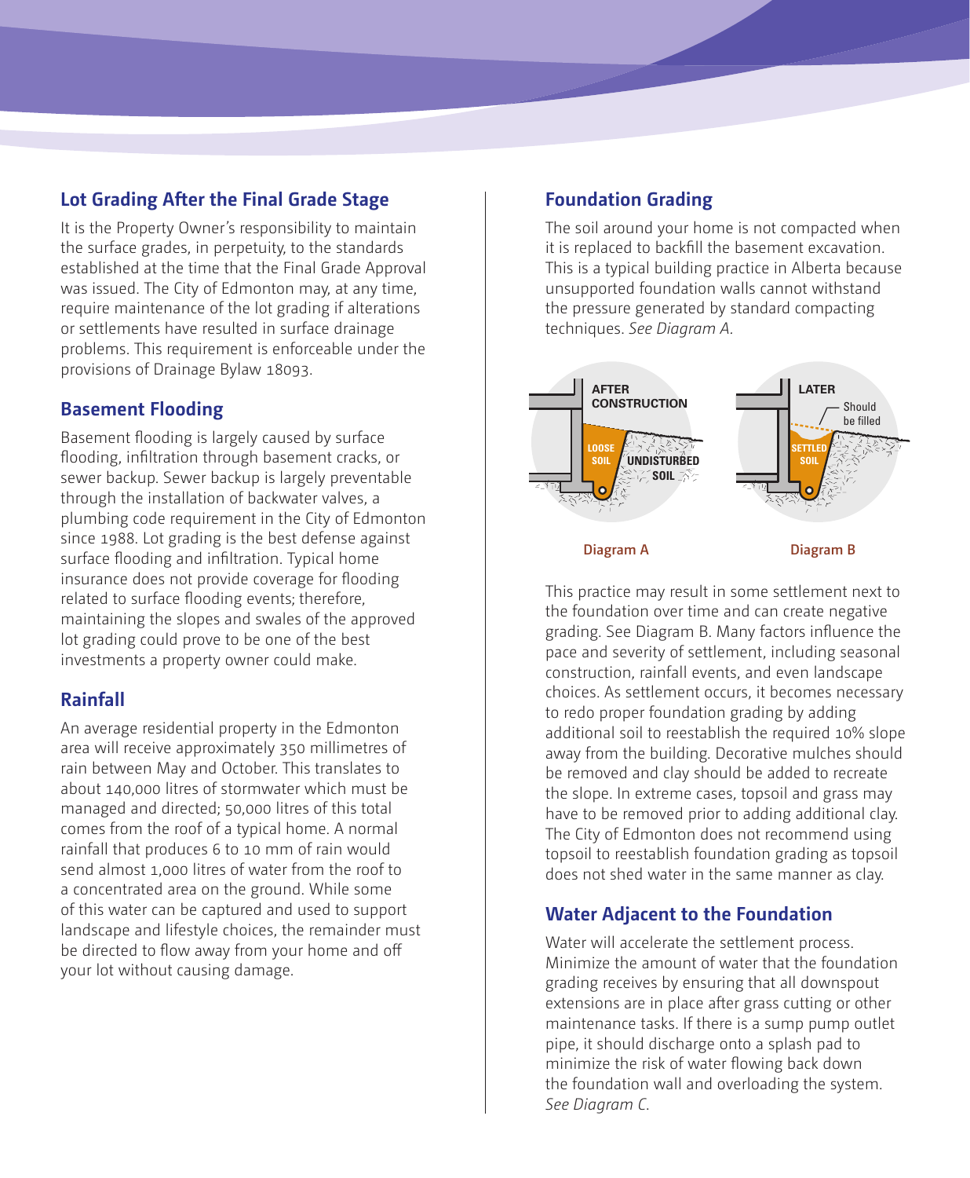## Lot Grading After the Final Grade Stage

It is the Property Owner's responsibility to maintain the surface grades, in perpetuity, to the standards established at the time that the Final Grade Approval was issued. The City of Edmonton may, at any time, require maintenance of the lot grading if alterations or settlements have resulted in surface drainage problems. This requirement is enforceable under the provisions of Drainage Bylaw 18093.

## Basement Flooding

Basement flooding is largely caused by surface flooding, infiltration through basement cracks, or sewer backup. Sewer backup is largely preventable through the installation of backwater valves, a plumbing code requirement in the City of Edmonton since 1988. Lot grading is the best defense against surface flooding and infiltration. Typical home insurance does not provide coverage for flooding related to surface flooding events; therefore, maintaining the slopes and swales of the approved lot grading could prove to be one of the best investments a property owner could make.

## Rainfall

An average residential property in the Edmonton area will receive approximately 350 millimetres of rain between May and October. This translates to about 140,000 litres of stormwater which must be managed and directed; 50,000 litres of this total comes from the roof of a typical home. A normal rainfall that produces 6 to 10 mm of rain would send almost 1,000 litres of water from the roof to a concentrated area on the ground. While some of this water can be captured and used to support landscape and lifestyle choices, the remainder must be directed to flow away from your home and off your lot without causing damage.

## Foundation Grading

The soil around your home is not compacted when it is replaced to backfill the basement excavation. This is a typical building practice in Alberta because unsupported foundation walls cannot withstand the pressure generated by standard compacting techniques. *See Diagram A.*

AFTER CONSTRUCTION — LOOSE SOIL — UNDISTURBED SOIL

Diagram A

LATER — Should be filled — SETTLED SOIL

Diagram B

This practice may result in some settlement next to the foundation over time and can create negative grading. See Diagram B. Many factors influence the pace and severity of settlement, including seasonal construction, rainfall events, and even landscape choices. As settlement occurs, it becomes necessary to redo proper foundation grading by adding additional soil to reestablish the required 10% slope away from the building. Decorative mulches should be removed and clay should be added to recreate the slope. In extreme cases, topsoil and grass may have to be removed prior to adding additional clay. The City of Edmonton does not recommend using topsoil to reestablish foundation grading as topsoil does not shed water in the same manner as clay.

## Water Adjacent to the Foundation

Water will accelerate the settlement process. Minimize the amount of water that the foundation grading receives by ensuring that all downspout extensions are in place after grass cutting or other maintenance tasks. If there is a sump pump outlet pipe, it should discharge onto a splash pad to minimize the risk of water flowing back down the foundation wall and overloading the system. *See Diagram C.*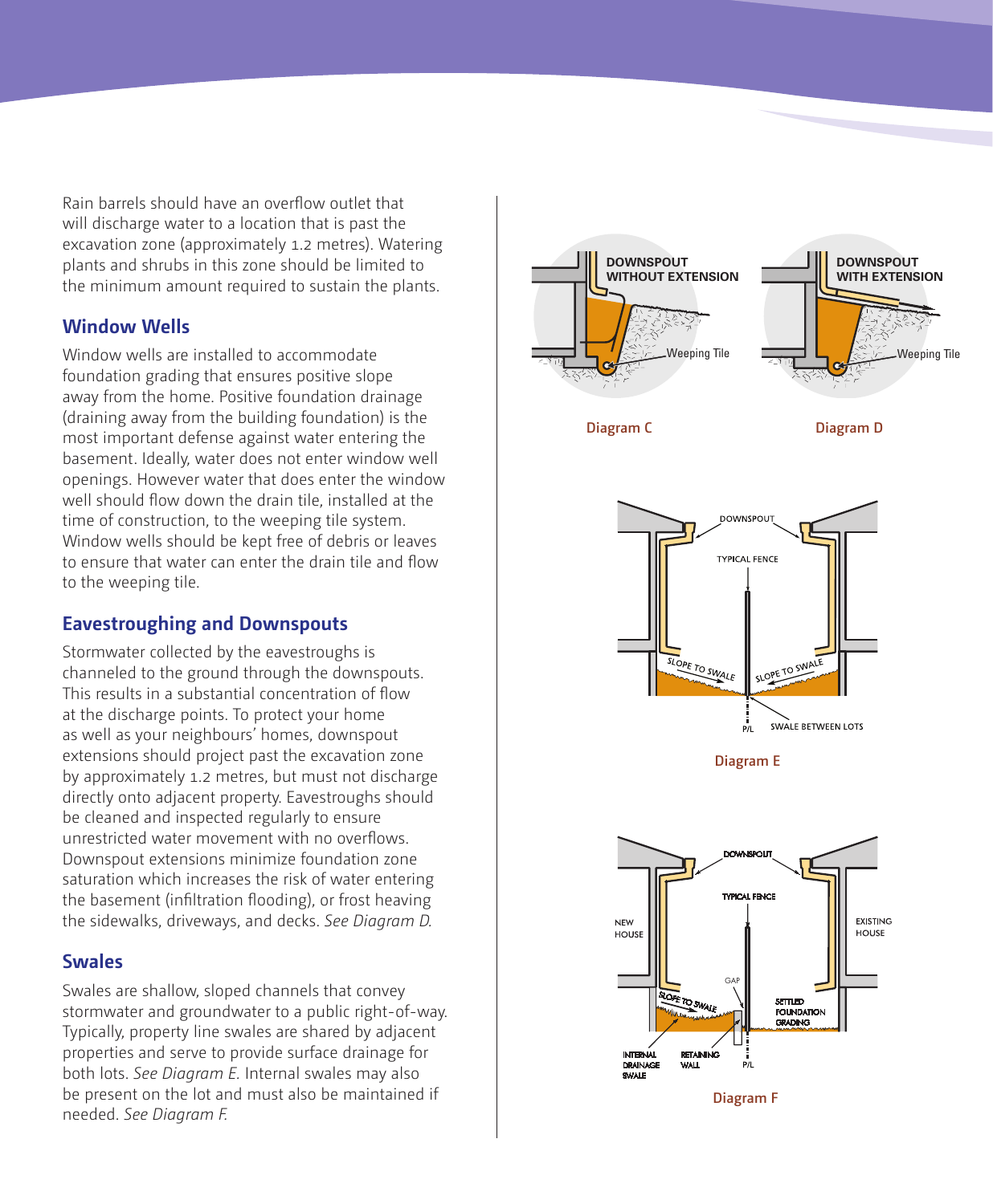Rain barrels should have an overflow outlet that will discharge water to a location that is past the excavation zone (approximately 1.2 metres). Watering plants and shrubs in this zone should be limited to the minimum amount required to sustain the plants.

## Window Wells

Window wells are installed to accommodate foundation grading that ensures positive slope away from the home. Positive foundation drainage (draining away from the building foundation) is the most important defense against water entering the basement. Ideally, water does not enter window well openings. However water that does enter the window well should flow down the drain tile, installed at the time of construction, to the weeping tile system. Window wells should be kept free of debris or leaves to ensure that water can enter the drain tile and flow to the weeping tile.

## Eavestroughing and Downspouts

Stormwater collected by the eavestroughs is channeled to the ground through the downspouts. This results in a substantial concentration of flow at the discharge points. To protect your home as well as your neighbours' homes, downspout extensions should project past the excavation zone by approximately 1.2 metres, but must not discharge directly onto adjacent property. Eavestroughs should be cleaned and inspected regularly to ensure unrestricted water movement with no overflows. Downspout extensions minimize foundation zone saturation which increases the risk of water entering the basement (infiltration flooding), or frost heaving the sidewalks, driveways, and decks. *See Diagram D.*

## Swales

Swales are shallow, sloped channels that convey stormwater and groundwater to a public right-of-way. Typically, property line swales are shared by adjacent properties and serve to provide surface drainage for both lots. *See Diagram E.* Internal swales may also be present on the lot and must also be maintained if needed. *See Diagram F.*

Diagram C

Diagram D

Diagram E

Diagram F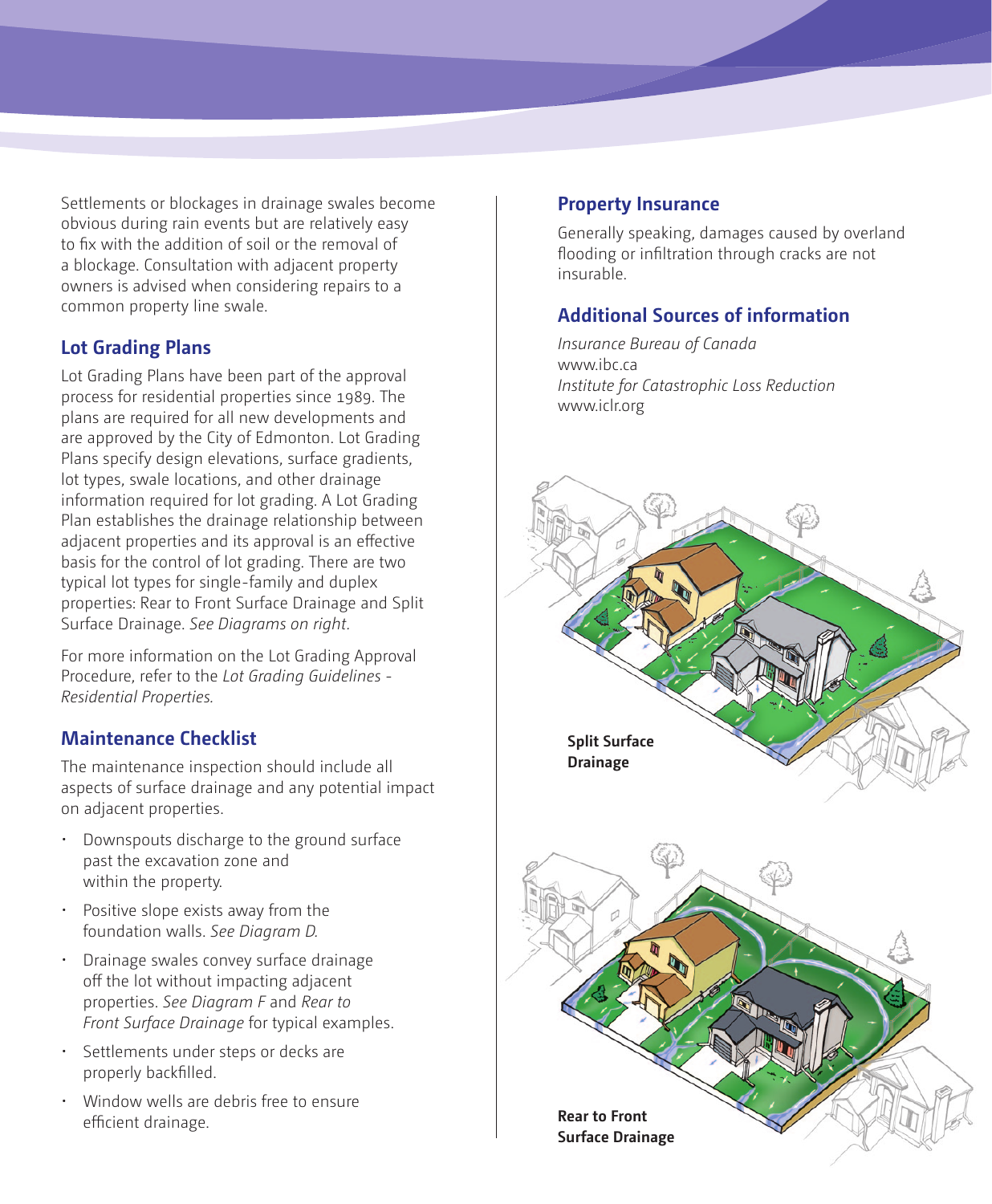Settlements or blockages in drainage swales become obvious during rain events but are relatively easy to fix with the addition of soil or the removal of a blockage. Consultation with adjacent property owners is advised when considering repairs to a common property line swale.

## Lot Grading Plans

Lot Grading Plans have been part of the approval process for residential properties since 1989. The plans are required for all new developments and are approved by the City of Edmonton. Lot Grading Plans specify design elevations, surface gradients, lot types, swale locations, and other drainage information required for lot grading. A Lot Grading Plan establishes the drainage relationship between adjacent properties and its approval is an effective basis for the control of lot grading. There are two typical lot types for single-family and duplex properties: Rear to Front Surface Drainage and Split Surface Drainage. *See Diagrams on right.*

For more information on the Lot Grading Approval Procedure, refer to the *Lot Grading Guidelines - Residential Properties.*

## Maintenance Checklist

The maintenance inspection should include all aspects of surface drainage and any potential impact on adjacent properties.

- Downspouts discharge to the ground surface past the excavation zone and within the property.
- Positive slope exists away from the foundation walls. *See Diagram D.*
- Drainage swales convey surface drainage off the lot without impacting adjacent properties. *See Diagram F* and *Rear to Front Surface Drainage* for typical examples.
- Settlements under steps or decks are properly backfilled.
- Window wells are debris free to ensure efficient drainage.

## Property Insurance

Generally speaking, damages caused by overland flooding or infiltration through cracks are not insurable.

## Additional Sources of information

*Insurance Bureau of Canada*
www.ibc.ca
*Institute for Catastrophic Loss Reduction*
www.iclr.org

**Split Surface Drainage**

**Rear to Front Surface Drainage**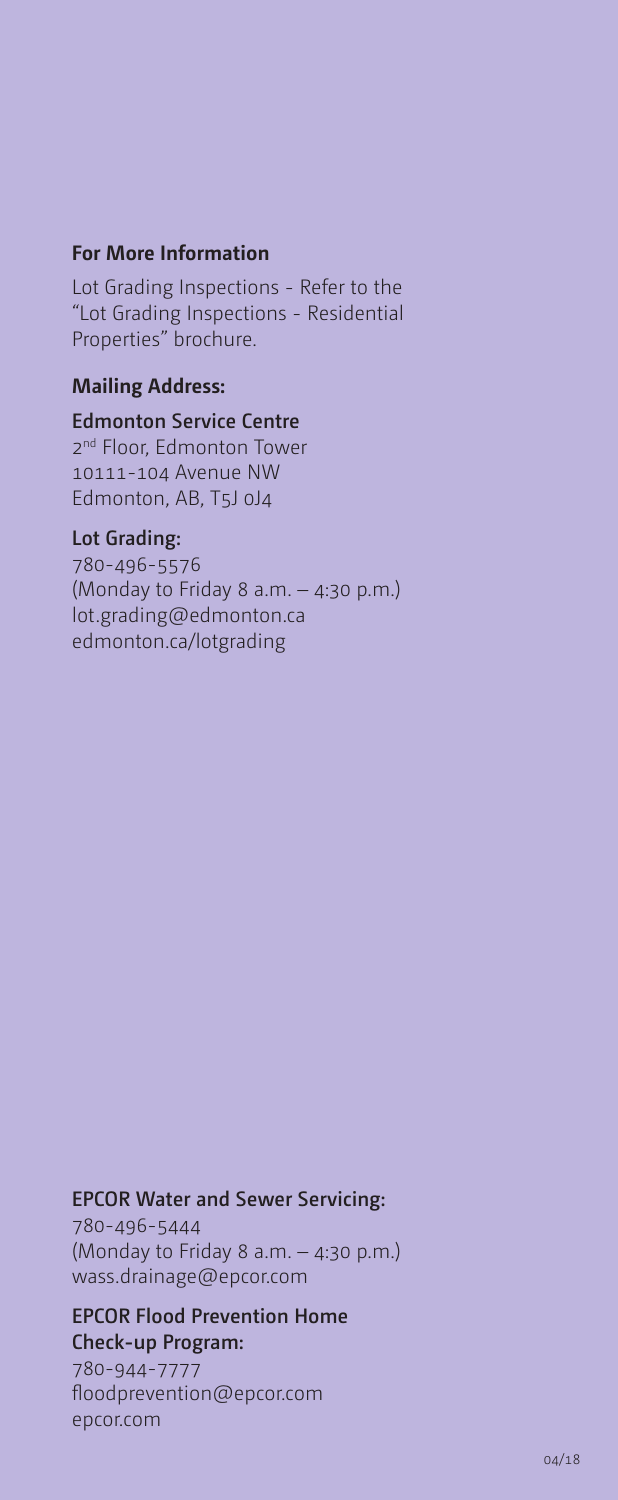## For More Information

Lot Grading Inspections - Refer to the "Lot Grading Inspections - Residential Properties" brochure.

### Mailing Address:

**Edmonton Service Centre**
2nd Floor, Edmonton Tower
10111-104 Avenue NW
Edmonton, AB, T5J 0J4

**Lot Grading:**
780-496-5576
(Monday to Friday 8 a.m. – 4:30 p.m.)
lot.grading@edmonton.ca
edmonton.ca/lotgrading

**EPCOR Water and Sewer Servicing:**
780-496-5444
(Monday to Friday 8 a.m. – 4:30 p.m.)
wass.drainage@epcor.com

**EPCOR Flood Prevention Home Check-up Program:**
780-944-7777
floodprevention@epcor.com
epcor.com

04/18